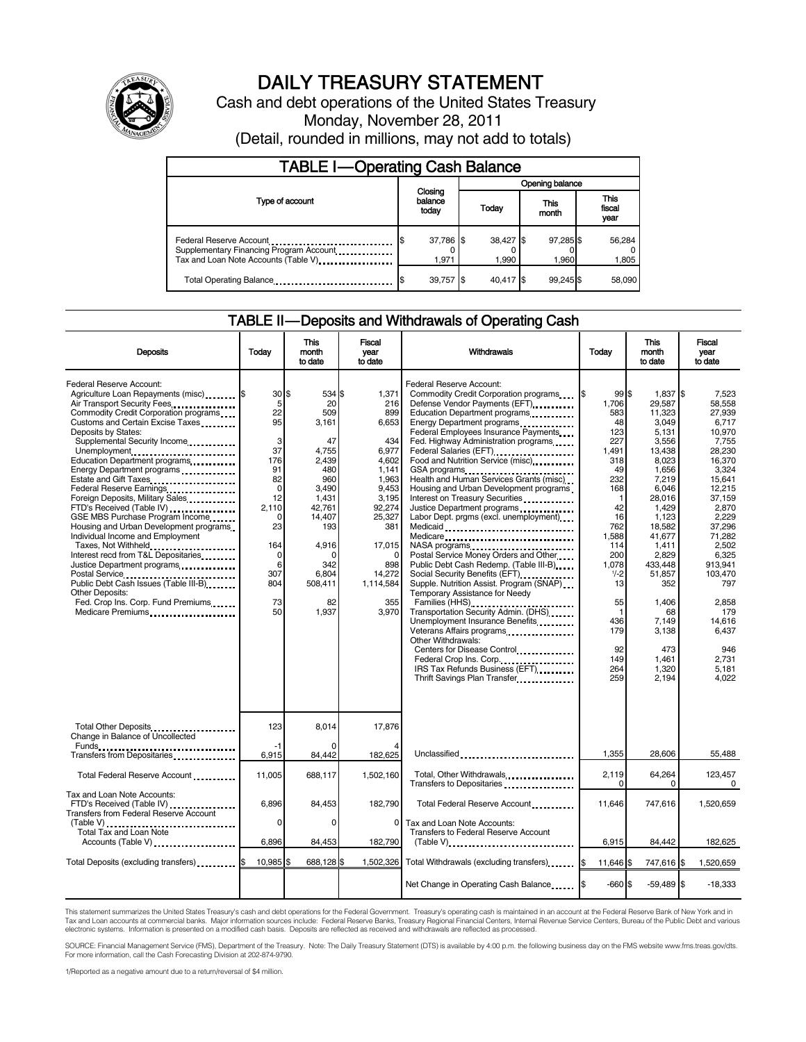# DAILY TREASURY STATEMENT

Cash and debt operations of the United States Treasury

Monday, November 28, 2011

(Detail, rounded in millions, may not add to totals)

## TABLE I—Operating Cash Balance

| Type of account | Closing balance today | Opening balance Today | This month | This fiscal year |
|---|---|---|---|---|
| Federal Reserve Account | $ 37,786 | $ 38,427 | $ 97,285 | $ 56,284 |
| Supplementary Financing Program Account | 0 | 0 | 0 | 0 |
| Tax and Loan Note Accounts (Table V) | 1,971 | 1,990 | 1,960 | 1,805 |
| Total Operating Balance | $ 39,757 | $ 40,417 | $ 99,245 | $ 58,090 |

## TABLE II—Deposits and Withdrawals of Operating Cash

| Deposits | Today | This month to date | Fiscal year to date |
|---|---|---|---|
| Federal Reserve Account: | | | |
| Agriculture Loan Repayments (misc) | $ 30 | $ 534 | $ 1,371 |
| Air Transport Security Fees | 5 | 20 | 216 |
| Commodity Credit Corporation programs | 22 | 509 | 899 |
| Customs and Certain Excise Taxes | 95 | 3,161 | 6,653 |
| Deposits by States: | | | |
| Supplemental Security Income | 3 | 47 | 434 |
| Unemployment | 37 | 4,755 | 6,977 |
| Education Department programs | 176 | 2,439 | 4,602 |
| Energy Department programs | 91 | 480 | 1,141 |
| Estate and Gift Taxes | 82 | 960 | 1,963 |
| Federal Reserve Earnings | 0 | 3,490 | 9,453 |
| Foreign Deposits, Military Sales | 12 | 1,431 | 3,195 |
| FTD's Received (Table IV) | 2,110 | 42,761 | 92,274 |
| GSE MBS Purchase Program Income | 0 | 14,407 | 25,327 |
| Housing and Urban Development programs | 23 | 193 | 381 |
| Individual Income and Employment Taxes, Not Withheld | 164 | 4,916 | 17,015 |
| Interest recd from T&L Depositaries | 0 | 0 | 0 |
| Justice Department programs | 6 | 342 | 898 |
| Postal Service | 307 | 6,804 | 14,272 |
| Public Debt Cash Issues (Table III-B) | 804 | 508,411 | 1,114,584 |
| Other Deposits: | | | |
| Fed. Crop Ins. Corp. Fund Premiums | 73 | 82 | 355 |
| Medicare Premiums | 50 | 1,937 | 3,970 |
| Total Other Deposits | 123 | 8,014 | 17,876 |
| Change in Balance of Uncollected Funds | -1 | 0 | 4 |
| Transfers from Depositaries | 6,915 | 84,442 | 182,625 |
| Total Federal Reserve Account | 11,005 | 688,117 | 1,502,160 |
| Tax and Loan Note Accounts: | | | |
| FTD's Received (Table IV) | 6,896 | 84,453 | 182,790 |
| Transfers from Federal Reserve Account (Table V) | 0 | 0 | 0 |
| Total Tax and Loan Note Accounts (Table V) | 6,896 | 84,453 | 182,790 |
| Total Deposits (excluding transfers) | $ 10,985 | $ 688,128 | $ 1,502,326 |

| Withdrawals | Today | This month to date | Fiscal year to date |
|---|---|---|---|
| Federal Reserve Account: | | | |
| Commodity Credit Corporation programs | $ 99 | $ 1,837 | $ 7,523 |
| Defense Vendor Payments (EFT) | 1,706 | 29,587 | 58,558 |
| Education Department programs | 583 | 11,323 | 27,939 |
| Energy Department programs | 48 | 3,049 | 6,717 |
| Federal Employees Insurance Payments | 123 | 5,131 | 10,970 |
| Fed. Highway Administration programs | 227 | 3,556 | 7,755 |
| Federal Salaries (EFT) | 1,491 | 13,438 | 28,230 |
| Food and Nutrition Service (misc) | 318 | 8,023 | 16,370 |
| GSA programs | 49 | 1,656 | 3,324 |
| Health and Human Services Grants (misc) | 232 | 7,219 | 15,641 |
| Housing and Urban Development programs | 168 | 6,046 | 12,215 |
| Interest on Treasury Securities | 1 | 28,016 | 37,159 |
| Justice Department programs | 42 | 1,429 | 2,870 |
| Labor Dept. prgms (excl. unemployment) | 16 | 1,123 | 2,229 |
| Medicaid | 762 | 18,582 | 37,296 |
| Medicare | 1,588 | 41,677 | 71,282 |
| NASA programs | 114 | 1,411 | 2,502 |
| Postal Service Money Orders and Other | 200 | 2,829 | 6,325 |
| Public Debt Cash Redemp. (Table III-B) | 1,078 | 433,448 | 913,941 |
| Social Security Benefits (EFT) | 1/-2 | 51,857 | 103,470 |
| Supple. Nutrition Assist. Program (SNAP) | 13 | 352 | 797 |
| Temporary Assistance for Needy Families (HHS) | 55 | 1,406 | 2,858 |
| Transportation Security Admin. (DHS) | 1 | 68 | 179 |
| Unemployment Insurance Benefits | 436 | 7,149 | 14,616 |
| Veterans Affairs programs | 179 | 3,138 | 6,437 |
| Other Withdrawals: | | | |
| Centers for Disease Control | 92 | 473 | 946 |
| Federal Crop Ins. Corp. | 149 | 1,461 | 2,731 |
| IRS Tax Refunds Business (EFT) | 264 | 1,320 | 5,181 |
| Thrift Savings Plan Transfer | 259 | 2,194 | 4,022 |
| Unclassified | 1,355 | 28,606 | 55,488 |
| Total, Other Withdrawals | 2,119 | 64,264 | 123,457 |
| Transfers to Depositaries | 0 | 0 | 0 |
| Total Federal Reserve Account | 11,646 | 747,616 | 1,520,659 |
| Tax and Loan Note Accounts: | | | |
| Transfers to Federal Reserve Account (Table V) | 6,915 | 84,442 | 182,625 |
| Total Withdrawals (excluding transfers) | $ 11,646 | $ 747,616 | $ 1,520,659 |
| Net Change in Operating Cash Balance | $ -660 | $ -59,489 | $ -18,333 |

This statement summarizes the United States Treasury's cash and debt operations for the Federal Government. Treasury's operating cash is maintained in an account at the Federal Reserve Bank of New York and in Tax and Loan accounts at commercial banks. Major information sources include: Federal Reserve Banks, Treasury Regional Financial Centers, Internal Revenue Service Centers, Bureau of the Public Debt and various electronic systems. Information is presented on a modified cash basis. Deposits are reflected as received and withdrawals are reflected as processed.

SOURCE: Financial Management Service (FMS), Department of the Treasury. Note: The Daily Treasury Statement (DTS) is available by 4:00 p.m. the following business day on the FMS website www.fms.treas.gov/dts. For more information, call the Cash Forecasting Division at 202-874-9790.

1/Reported as a negative amount due to a return/reversal of $4 million.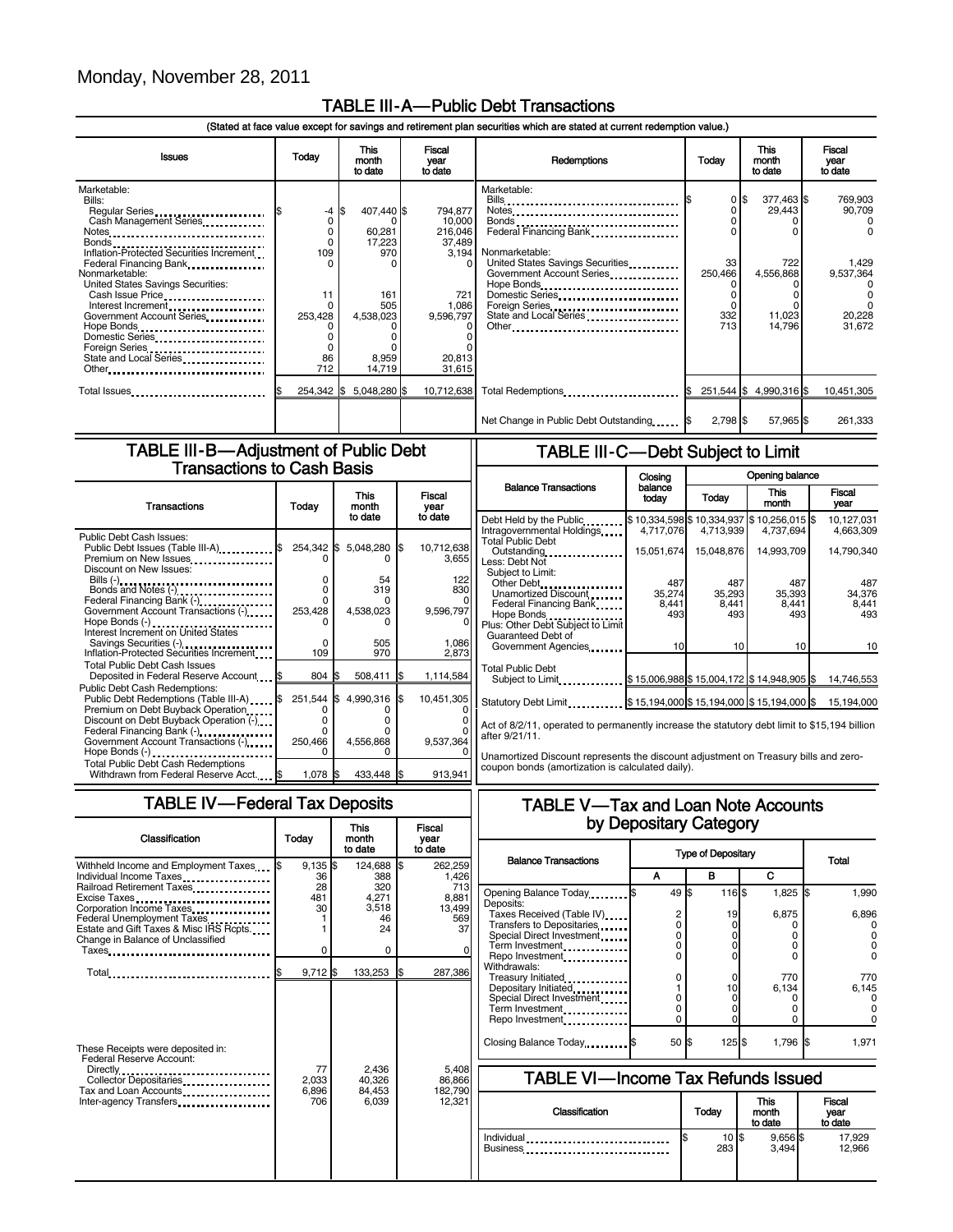Monday, November 28, 2011

## TABLE III-A—Public Debt Transactions

(Stated at face value except for savings and retirement plan securities which are stated at current redemption value.)

| Issues | Today | This month to date | Fiscal year to date | Redemptions | Today | This month to date | Fiscal year to date |
|---|---|---|---|---|---|---|---|
| Marketable: | | | | Marketable: | | | |
| Bills: | | | | Bills | $ 0 | $ 377,463 | $ 769,903 |
| Regular Series | $ -4 | $ 407,440 | $ 794,877 | Notes | 0 | 29,443 | 90,709 |
| Cash Management Series | 0 | 0 | 10,000 | Bonds | 0 | 0 | 0 |
| Notes | 0 | 60,281 | 216,046 | Federal Financing Bank | 0 | 0 | 0 |
| Bonds | 0 | 17,223 | 37,489 | | | | |
| Inflation-Protected Securities Increment | 109 | 970 | 3,194 | Nonmarketable: | | | |
| Federal Financing Bank | 0 | 0 | 0 | United States Savings Securities | 33 | 722 | 1,429 |
| Nonmarketable: | | | | Government Account Series | 250,466 | 4,556,868 | 9,537,364 |
| United States Savings Securities: | | | | Hope Bonds | 0 | 0 | 0 |
| Cash Issue Price | 11 | 161 | 721 | Domestic Series | 0 | 0 | 0 |
| Interest Increment | 0 | 505 | 1,086 | Foreign Series | 0 | 0 | 0 |
| Government Account Series | 253,428 | 4,538,023 | 9,596,797 | State and Local Series | 332 | 11,023 | 20,228 |
| Hope Bonds | 0 | 0 | 0 | Other | 713 | 14,796 | 31,672 |
| Domestic Series | 0 | 0 | 0 | | | | |
| Foreign Series | 0 | 0 | 0 | | | | |
| State and Local Series | 86 | 8,959 | 20,813 | | | | |
| Other | 712 | 14,719 | 31,615 | | | | |
| Total Issues | $ 254,342 | $ 5,048,280 | $ 10,712,638 | Total Redemptions | $ 251,544 | $ 4,990,316 | $ 10,451,305 |
| | | | | Net Change in Public Debt Outstanding | $ 2,798 | $ 57,965 | $ 261,333 |

## TABLE III-B—Adjustment of Public Debt Transactions to Cash Basis

| Transactions | Today | This month to date | Fiscal year to date |
|---|---|---|---|
| Public Debt Cash Issues: | | | |
| Public Debt Issues (Table III-A) | $ 254,342 | $ 5,048,280 | $ 10,712,638 |
| Premium on New Issues | 0 | 0 | 3,655 |
| Discount on New Issues: | | | |
| Bills (-) | 0 | 54 | 122 |
| Bonds and Notes (-) | 0 | 319 | 830 |
| Federal Financing Bank (-) | 0 | 0 | 0 |
| Government Account Transactions (-) | 253,428 | 4,538,023 | 9,596,797 |
| Hope Bonds (-) | 0 | 0 | 0 |
| Interest Increment on United States Savings Securities (-) | 0 | 505 | 1,086 |
| Inflation-Protected Securities Increment | 109 | 970 | 2,873 |
| Total Public Debt Cash Issues Deposited in Federal Reserve Account | $ 804 | $ 508,411 | $ 1,114,584 |
| Public Debt Cash Redemptions: | | | |
| Public Debt Redemptions (Table III-A) | $ 251,544 | $ 4,990,316 | $ 10,451,305 |
| Premium on Debt Buyback Operation | 0 | 0 | 0 |
| Discount on Debt Buyback Operation (-) | 0 | 0 | 0 |
| Federal Financing Bank (-) | 0 | 0 | 0 |
| Government Account Transactions (-) | 250,466 | 4,556,868 | 9,537,364 |
| Hope Bonds (-) | 0 | 0 | 0 |
| Total Public Debt Cash Redemptions Withdrawn from Federal Reserve Acct. | $ 1,078 | $ 433,448 | $ 913,941 |

## TABLE III-C—Debt Subject to Limit

| Balance Transactions | Closing balance today | Opening balance Today | Opening balance This month | Opening balance Fiscal year |
|---|---|---|---|---|
| Debt Held by the Public | $ 10,334,598 | $ 10,334,937 | $ 10,256,015 | $ 10,127,031 |
| Intragovernmental Holdings | 4,717,076 | 4,713,939 | 4,737,694 | 4,663,309 |
| Total Public Debt Outstanding | 15,051,674 | 15,048,876 | 14,993,709 | 14,790,340 |
| Less: Debt Not Subject to Limit: | | | | |
| Other Debt | 487 | 487 | 487 | 487 |
| Unamortized Discount | 35,274 | 35,293 | 35,393 | 34,376 |
| Federal Financing Bank | 8,441 | 8,441 | 8,441 | 8,441 |
| Hope Bonds | 493 | 493 | 493 | 493 |
| Plus: Other Debt Subject to Limit Guaranteed Debt of Government Agencies | 10 | 10 | 10 | 10 |
| Total Public Debt Subject to Limit | $ 15,006,988 | $ 15,004,172 | $ 14,948,905 | $ 14,746,553 |
| Statutory Debt Limit | $ 15,194,000 | $ 15,194,000 | $ 15,194,000 | $ 15,194,000 |

Act of 8/2/11, operated to permanently increase the statutory debt limit to $15,194 billion after 9/21/11.

Unamortized Discount represents the discount adjustment on Treasury bills and zero-coupon bonds (amortization is calculated daily).

## TABLE IV—Federal Tax Deposits

| Classification | Today | This month to date | Fiscal year to date |
|---|---|---|---|
| Withheld Income and Employment Taxes | $ 9,135 | $ 124,688 | $ 262,259 |
| Individual Income Taxes | 36 | 388 | 1,426 |
| Railroad Retirement Taxes | 28 | 320 | 713 |
| Excise Taxes | 481 | 4,271 | 8,881 |
| Corporation Income Taxes | 30 | 3,518 | 13,499 |
| Federal Unemployment Taxes | 1 | 46 | 569 |
| Estate and Gift Taxes & Misc IRS Rcpts. | 1 | 24 | 37 |
| Change in Balance of Unclassified Taxes | 0 | 0 | 0 |
| Total | $ 9,712 | $ 133,253 | $ 287,386 |
| These Receipts were deposited in: | | | |
| Federal Reserve Account: | | | |
| Directly | 77 | 2,436 | 5,408 |
| Collector Depositaries | 2,033 | 40,326 | 86,866 |
| Tax and Loan Accounts | 6,896 | 84,453 | 182,790 |
| Inter-agency Transfers | 706 | 6,039 | 12,321 |

## TABLE V—Tax and Loan Note Accounts by Depositary Category

| Balance Transactions | Type of Depositary A | B | C | Total |
|---|---|---|---|---|
| Opening Balance Today | $ 49 | $ 116 | $ 1,825 | $ 1,990 |
| Deposits: | | | | |
| Taxes Received (Table IV) | 2 | 19 | 6,875 | 6,896 |
| Transfers to Depositaries | 0 | 0 | 0 | 0 |
| Special Direct Investment | 0 | 0 | 0 | 0 |
| Term Investment | 0 | 0 | 0 | 0 |
| Repo Investment | 0 | 0 | 0 | 0 |
| Withdrawals: | | | | |
| Treasury Initiated | 0 | 0 | 770 | 770 |
| Depositary Initiated | 1 | 10 | 6,134 | 6,145 |
| Special Direct Investment | 0 | 0 | 0 | 0 |
| Term Investment | 0 | 0 | 0 | 0 |
| Repo Investment | 0 | 0 | 0 | 0 |
| Closing Balance Today | $ 50 | $ 125 | $ 1,796 | $ 1,971 |

## TABLE VI—Income Tax Refunds Issued

| Classification | Today | This month to date | Fiscal year to date |
|---|---|---|---|
| Individual | $ 10 | $ 9,656 | $ 17,929 |
| Business | 283 | 3,494 | 12,966 |